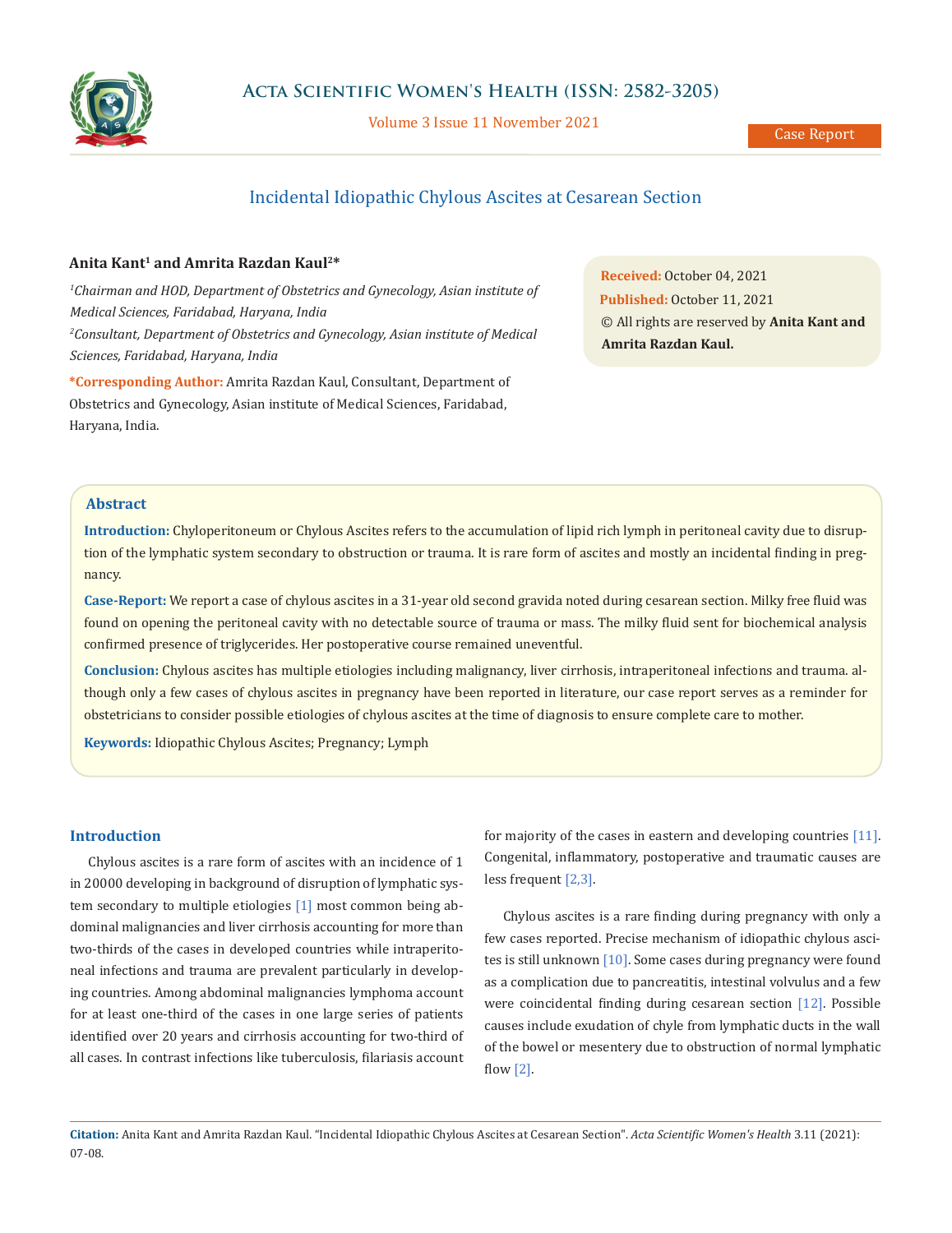# Incidental Idiopathic Chylous Ascites at Cesarean Section

**Anita Kant[1] and Amrita Razdan Kaul[2]***

*[1]Chairman and HOD, Department of Obstetrics and Gynecology, Asian institute of Medical Sciences, Faridabad, Haryana, India*

*[2]Consultant, Department of Obstetrics and Gynecology, Asian institute of Medical Sciences, Faridabad, Haryana, India*

**\*Corresponding Author:** Amrita Razdan Kaul, Consultant, Department of Obstetrics and Gynecology, Asian institute of Medical Sciences, Faridabad, Haryana, India.

**Received:** October 04, 2021
**Published:** October 11, 2021
© All rights are reserved by **Anita Kant and Amrita Razdan Kaul.**

## Abstract

**Introduction:** Chyloperitoneum or Chylous Ascites refers to the accumulation of lipid rich lymph in peritoneal cavity due to disruption of the lymphatic system secondary to obstruction or trauma. It is rare form of ascites and mostly an incidental finding in pregnancy.

**Case-Report:** We report a case of chylous ascites in a 31-year old second gravida noted during cesarean section. Milky free fluid was found on opening the peritoneal cavity with no detectable source of trauma or mass. The milky fluid sent for biochemical analysis confirmed presence of triglycerides. Her postoperative course remained uneventful.

**Conclusion:** Chylous ascites has multiple etiologies including malignancy, liver cirrhosis, intraperitoneal infections and trauma. although only a few cases of chylous ascites in pregnancy have been reported in literature, our case report serves as a reminder for obstetricians to consider possible etiologies of chylous ascites at the time of diagnosis to ensure complete care to mother.

**Keywords:** Idiopathic Chylous Ascites; Pregnancy; Lymph

## Introduction

Chylous ascites is a rare form of ascites with an incidence of 1 in 20000 developing in background of disruption of lymphatic system secondary to multiple etiologies [1] most common being abdominal malignancies and liver cirrhosis accounting for more than two-thirds of the cases in developed countries while intraperitoneal infections and trauma are prevalent particularly in developing countries. Among abdominal malignancies lymphoma account for at least one-third of the cases in one large series of patients identified over 20 years and cirrhosis accounting for two-third of all cases. In contrast infections like tuberculosis, filariasis account for majority of the cases in eastern and developing countries [11]. Congenital, inflammatory, postoperative and traumatic causes are less frequent [2,3].

Chylous ascites is a rare finding during pregnancy with only a few cases reported. Precise mechanism of idiopathic chylous ascites is still unknown [10]. Some cases during pregnancy were found as a complication due to pancreatitis, intestinal volvulus and a few were coincidental finding during cesarean section [12]. Possible causes include exudation of chyle from lymphatic ducts in the wall of the bowel or mesentery due to obstruction of normal lymphatic flow [2].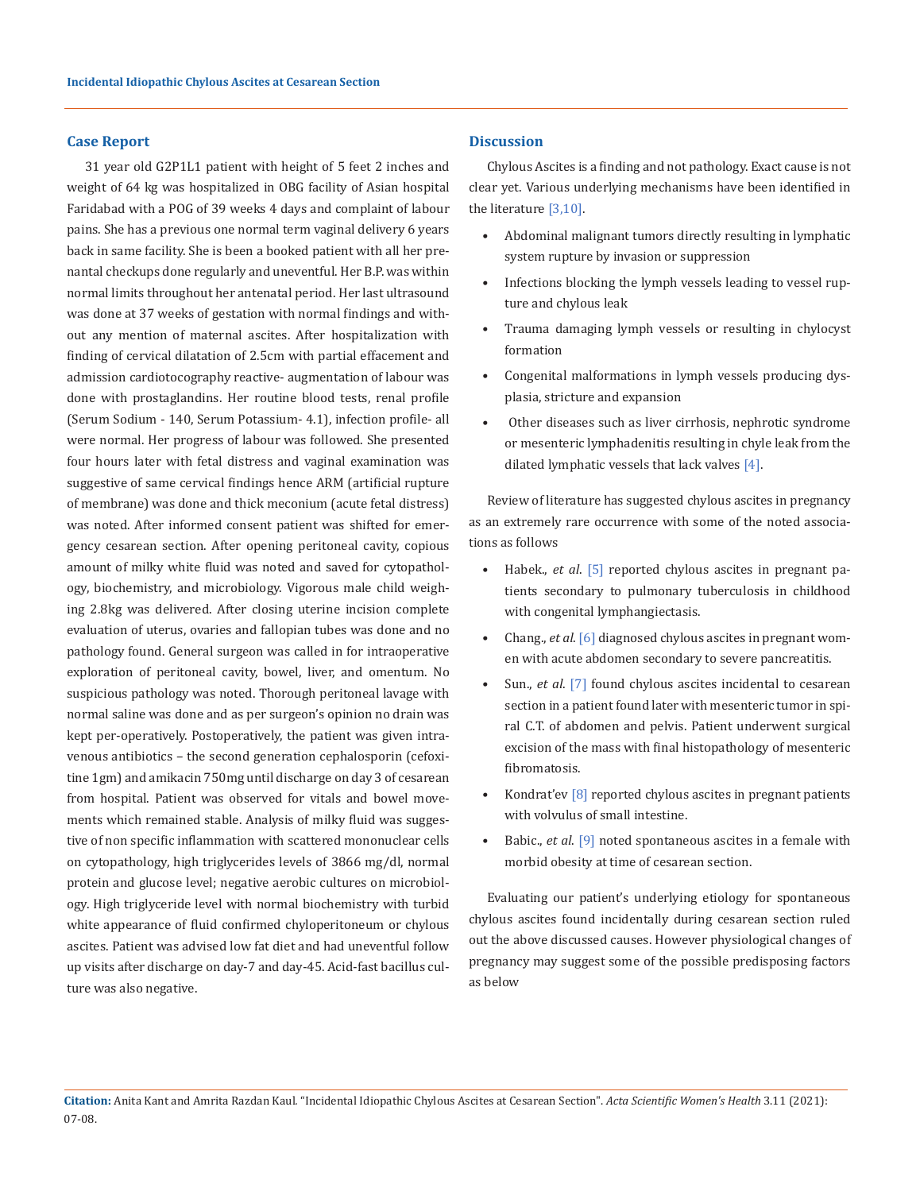## Case Report

31 year old G2P1L1 patient with height of 5 feet 2 inches and weight of 64 kg was hospitalized in OBG facility of Asian hospital Faridabad with a POG of 39 weeks 4 days and complaint of labour pains. She has a previous one normal term vaginal delivery 6 years back in same facility. She is been a booked patient with all her prenatal checkups done regularly and uneventful. Her B.P. was within normal limits throughout her antenatal period. Her last ultrasound was done at 37 weeks of gestation with normal findings and without any mention of maternal ascites. After hospitalization with finding of cervical dilatation of 2.5cm with partial effacement and admission cardiotocography reactive- augmentation of labour was done with prostaglandins. Her routine blood tests, renal profile (Serum Sodium - 140, Serum Potassium- 4.1), infection profile- all were normal. Her progress of labour was followed. She presented four hours later with fetal distress and vaginal examination was suggestive of same cervical findings hence ARM (artificial rupture of membrane) was done and thick meconium (acute fetal distress) was noted. After informed consent patient was shifted for emergency cesarean section. After opening peritoneal cavity, copious amount of milky white fluid was noted and saved for cytopathology, biochemistry, and microbiology. Vigorous male child weighing 2.8kg was delivered. After closing uterine incision complete evaluation of uterus, ovaries and fallopian tubes was done and no pathology found. General surgeon was called in for intraoperative exploration of peritoneal cavity, bowel, liver, and omentum. No suspicious pathology was noted. Thorough peritoneal lavage with normal saline was done and as per surgeon's opinion no drain was kept per-operatively. Postoperatively, the patient was given intravenous antibiotics – the second generation cephalosporin (cefoxitine 1gm) and amikacin 750mg until discharge on day 3 of cesarean from hospital. Patient was observed for vitals and bowel movements which remained stable. Analysis of milky fluid was suggestive of non specific inflammation with scattered mononuclear cells on cytopathology, high triglycerides levels of 3866 mg/dl, normal protein and glucose level; negative aerobic cultures on microbiology. High triglyceride level with normal biochemistry with turbid white appearance of fluid confirmed chyloperitoneum or chylous ascites. Patient was advised low fat diet and had uneventful follow up visits after discharge on day-7 and day-45. Acid-fast bacillus culture was also negative.

## Discussion

Chylous Ascites is a finding and not pathology. Exact cause is not clear yet. Various underlying mechanisms have been identified in the literature [3,10].

- Abdominal malignant tumors directly resulting in lymphatic system rupture by invasion or suppression
- Infections blocking the lymph vessels leading to vessel rupture and chylous leak
- Trauma damaging lymph vessels or resulting in chylocyst formation
- Congenital malformations in lymph vessels producing dysplasia, stricture and expansion
- Other diseases such as liver cirrhosis, nephrotic syndrome or mesenteric lymphadenitis resulting in chyle leak from the dilated lymphatic vessels that lack valves [4].

Review of literature has suggested chylous ascites in pregnancy as an extremely rare occurrence with some of the noted associations as follows

- Habek., *et al*. [5] reported chylous ascites in pregnant patients secondary to pulmonary tuberculosis in childhood with congenital lymphangiectasis.
- Chang., *et al*. [6] diagnosed chylous ascites in pregnant women with acute abdomen secondary to severe pancreatitis.
- Sun., *et al*. [7] found chylous ascites incidental to cesarean section in a patient found later with mesenteric tumor in spiral C.T. of abdomen and pelvis. Patient underwent surgical excision of the mass with final histopathology of mesenteric fibromatosis.
- Kondrat'ev [8] reported chylous ascites in pregnant patients with volvulus of small intestine.
- Babic., *et al*. [9] noted spontaneous ascites in a female with morbid obesity at time of cesarean section.

Evaluating our patient's underlying etiology for spontaneous chylous ascites found incidentally during cesarean section ruled out the above discussed causes. However physiological changes of pregnancy may suggest some of the possible predisposing factors as below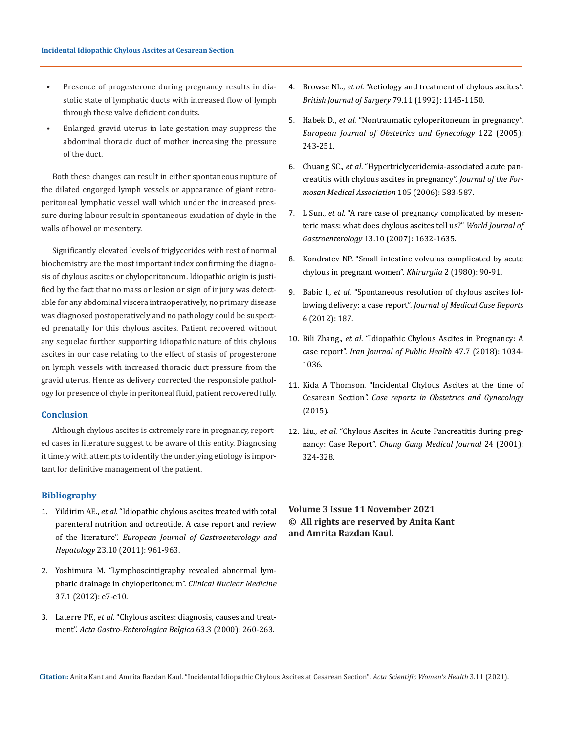- Presence of progesterone during pregnancy results in diastolic state of lymphatic ducts with increased flow of lymph through these valve deficient conduits.
- Enlarged gravid uterus in late gestation may suppress the abdominal thoracic duct of mother increasing the pressure of the duct.

Both these changes can result in either spontaneous rupture of the dilated engorged lymph vessels or appearance of giant retroperitoneal lymphatic vessel wall which under the increased pressure during labour result in spontaneous exudation of chyle in the walls of bowel or mesentery.

Significantly elevated levels of triglycerides with rest of normal biochemistry are the most important index confirming the diagnosis of chylous ascites or chyloperitoneum. Idiopathic origin is justified by the fact that no mass or lesion or sign of injury was detectable for any abdominal viscera intraoperatively, no primary disease was diagnosed postoperatively and no pathology could be suspected prenatally for this chylous ascites. Patient recovered without any sequelae further supporting idiopathic nature of this chylous ascites in our case relating to the effect of stasis of progesterone on lymph vessels with increased thoracic duct pressure from the gravid uterus. Hence as delivery corrected the responsible pathology for presence of chyle in peritoneal fluid, patient recovered fully.

## Conclusion

Although chylous ascites is extremely rare in pregnancy, reported cases in literature suggest to be aware of this entity. Diagnosing it timely with attempts to identify the underlying etiology is important for definitive management of the patient.

## Bibliography

1. Yildirim AE., *et al*. "Idiopathic chylous ascites treated with total parenteral nutrition and octreotide. A case report and review of the literature". *European Journal of Gastroenterology and Hepatology* 23.10 (2011): 961-963.
2. Yoshimura M. "Lymphoscintigraphy revealed abnormal lymphatic drainage in chyloperitoneum". *Clinical Nuclear Medicine* 37.1 (2012): e7-e10.
3. Laterre PF., *et al*. "Chylous ascites: diagnosis, causes and treatment". *Acta Gastro-Enterologica Belgica* 63.3 (2000): 260-263.
4. Browse NL., *et al*. "Aetiology and treatment of chylous ascites". *British Journal of Surgery* 79.11 (1992): 1145-1150.
5. Habek D., *et al*. "Nontraumatic cyloperitoneum in pregnancy". *European Journal of Obstetrics and Gynecology* 122 (2005): 243-251.
6. Chuang SC., *et al*. "Hypertriclyceridemia-associated acute pancreatitis with chylous ascites in pregnancy". *Journal of the Formosan Medical Association* 105 (2006): 583-587.
7. L Sun., *et al*. "A rare case of pregnancy complicated by mesenteric mass: what does chylous ascites tell us?" *World Journal of Gastroenterology* 13.10 (2007): 1632-1635.
8. Kondratev NP. "Small intestine volvulus complicated by acute chylous in pregnant women". *Khirurgiia* 2 (1980): 90-91.
9. Babic I., *et al*. "Spontaneous resolution of chylous ascites following delivery: a case report". *Journal of Medical Case Reports* 6 (2012): 187.
10. Bili Zhang., *et al*. "Idiopathic Chylous Ascites in Pregnancy: A case report". *Iran Journal of Public Health* 47.7 (2018): 1034-1036.
11. Kida A Thomson. "Incidental Chylous Ascites at the time of Cesarean Section". *Case reports in Obstetrics and Gynecology* (2015).
12. Liu., *et al*. "Chylous Ascites in Acute Pancreatitis during pregnancy: Case Report". *Chang Gung Medical Journal* 24 (2001): 324-328.

**Volume 3 Issue 11 November 2021**
**© All rights are reserved by Anita Kant and Amrita Razdan Kaul.**